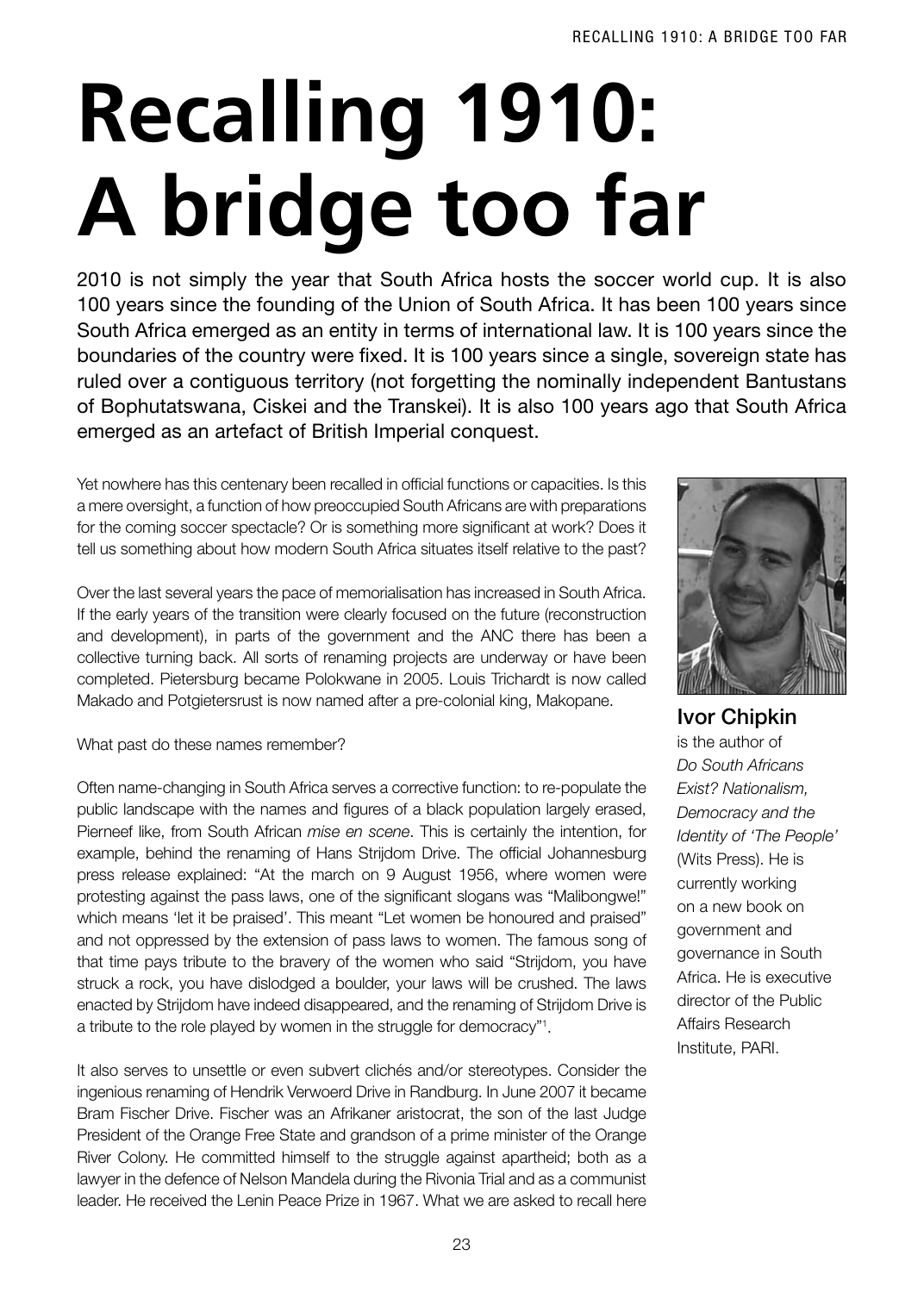# Recalling 1910: A bridge too far

2010 is not simply the year that South Africa hosts the soccer world cup. It is also 100 years since the founding of the Union of South Africa. It has been 100 years since South Africa emerged as an entity in terms of international law. It is 100 years since the boundaries of the country were fixed. It is 100 years since a single, sovereign state has ruled over a contiguous territory (not forgetting the nominally independent Bantustans of Bophutatswana, Ciskei and the Transkei). It is also 100 years ago that South Africa emerged as an artefact of British Imperial conquest.

Yet nowhere has this centenary been recalled in official functions or capacities. Is this a mere oversight, a function of how preoccupied South Africans are with preparations for the coming soccer spectacle? Or is something more significant at work? Does it tell us something about how modern South Africa situates itself relative to the past?

Over the last several years the pace of memorialisation has increased in South Africa. If the early years of the transition were clearly focused on the future (reconstruction and development), in parts of the government and the ANC there has been a collective turning back. All sorts of renaming projects are underway or have been completed. Pietersburg became Polokwane in 2005. Louis Trichardt is now called Makado and Potgietersrust is now named after a pre-colonial king, Makopane.

What past do these names remember?

Often name-changing in South Africa serves a corrective function: to re-populate the public landscape with the names and figures of a black population largely erased, Pierneef like, from South African *mise en scene*. This is certainly the intention, for example, behind the renaming of Hans Strijdom Drive. The official Johannesburg press release explained: "At the march on 9 August 1956, where women were protesting against the pass laws, one of the significant slogans was "Malibongwe!" which means 'let it be praised'. This meant "Let women be honoured and praised" and not oppressed by the extension of pass laws to women. The famous song of that time pays tribute to the bravery of the women who said "Strijdom, you have struck a rock, you have dislodged a boulder, your laws will be crushed. The laws enacted by Strijdom have indeed disappeared, and the renaming of Strijdom Drive is a tribute to the role played by women in the struggle for democracy"[1].

It also serves to unsettle or even subvert clichés and/or stereotypes. Consider the ingenious renaming of Hendrik Verwoerd Drive in Randburg. In June 2007 it became Bram Fischer Drive. Fischer was an Afrikaner aristocrat, the son of the last Judge President of the Orange Free State and grandson of a prime minister of the Orange River Colony. He committed himself to the struggle against apartheid; both as a lawyer in the defence of Nelson Mandela during the Rivonia Trial and as a communist leader. He received the Lenin Peace Prize in 1967. What we are asked to recall here

**Ivor Chipkin** is the author of *Do South Africans Exist? Nationalism, Democracy and the Identity of 'The People'* (Wits Press). He is currently working on a new book on government and governance in South Africa. He is executive director of the Public Affairs Research Institute, PARI.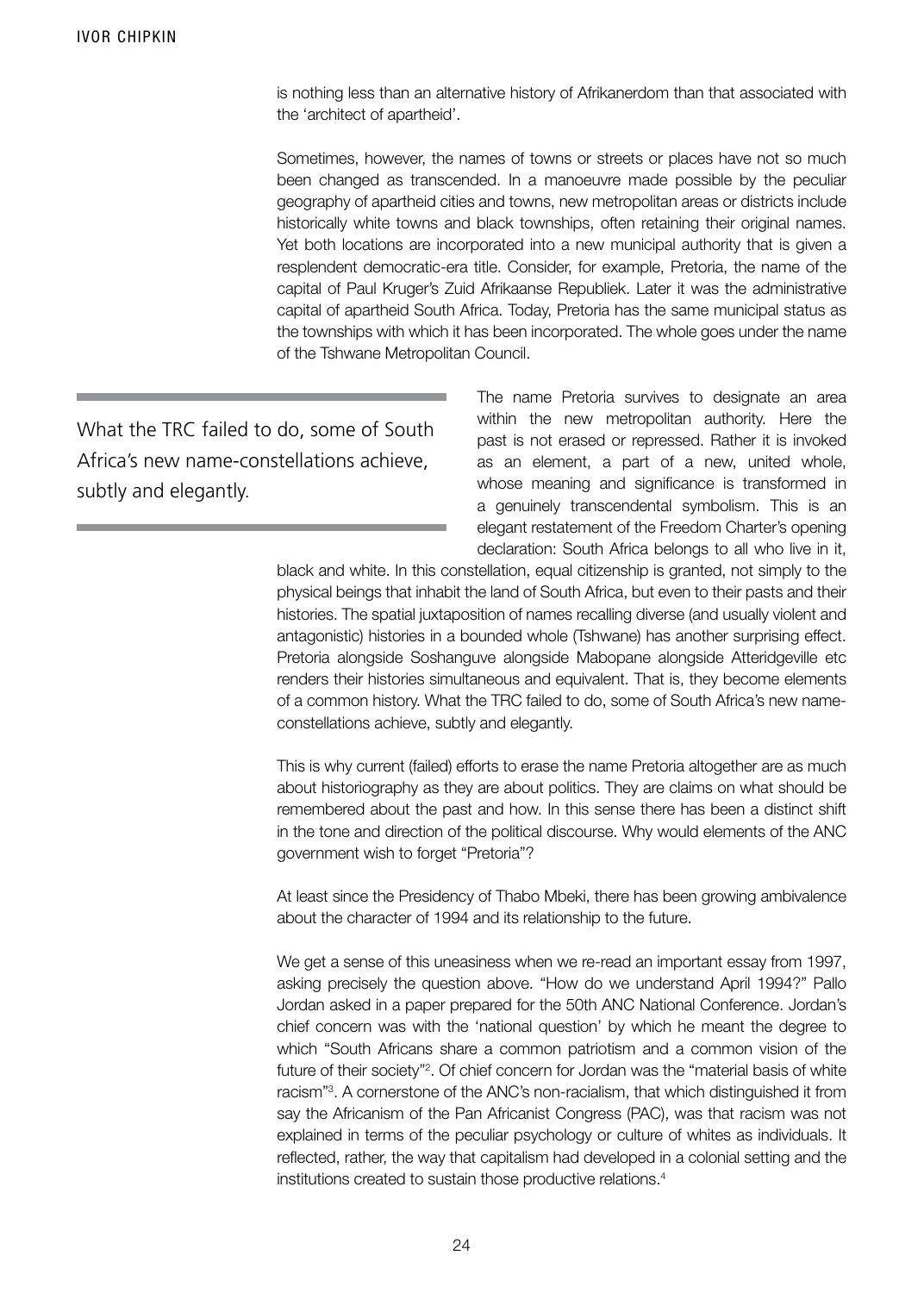is nothing less than an alternative history of Afrikanerdom than that associated with the 'architect of apartheid'.

Sometimes, however, the names of towns or streets or places have not so much been changed as transcended. In a manoeuvre made possible by the peculiar geography of apartheid cities and towns, new metropolitan areas or districts include historically white towns and black townships, often retaining their original names. Yet both locations are incorporated into a new municipal authority that is given a resplendent democratic-era title. Consider, for example, Pretoria, the name of the capital of Paul Kruger's Zuid Afrikaanse Republiek. Later it was the administrative capital of apartheid South Africa. Today, Pretoria has the same municipal status as the townships with which it has been incorporated. The whole goes under the name of the Tshwane Metropolitan Council.

> What the TRC failed to do, some of South Africa's new name-constellations achieve, subtly and elegantly.

The name Pretoria survives to designate an area within the new metropolitan authority. Here the past is not erased or repressed. Rather it is invoked as an element, a part of a new, united whole, whose meaning and significance is transformed in a genuinely transcendental symbolism. This is an elegant restatement of the Freedom Charter's opening declaration: South Africa belongs to all who live in it, black and white. In this constellation, equal citizenship is granted, not simply to the physical beings that inhabit the land of South Africa, but even to their pasts and their histories. The spatial juxtaposition of names recalling diverse (and usually violent and antagonistic) histories in a bounded whole (Tshwane) has another surprising effect. Pretoria alongside Soshanguve alongside Mabopane alongside Atteridgeville etc renders their histories simultaneous and equivalent. That is, they become elements of a common history. What the TRC failed to do, some of South Africa's new name-constellations achieve, subtly and elegantly.

This is why current (failed) efforts to erase the name Pretoria altogether are as much about historiography as they are about politics. They are claims on what should be remembered about the past and how. In this sense there has been a distinct shift in the tone and direction of the political discourse. Why would elements of the ANC government wish to forget "Pretoria"?

At least since the Presidency of Thabo Mbeki, there has been growing ambivalence about the character of 1994 and its relationship to the future.

We get a sense of this uneasiness when we re-read an important essay from 1997, asking precisely the question above. "How do we understand April 1994?" Pallo Jordan asked in a paper prepared for the 50th ANC National Conference. Jordan's chief concern was with the 'national question' by which he meant the degree to which "South Africans share a common patriotism and a common vision of the future of their society"[2]. Of chief concern for Jordan was the "material basis of white racism"[3]. A cornerstone of the ANC's non-racialism, that which distinguished it from say the Africanism of the Pan Africanist Congress (PAC), was that racism was not explained in terms of the peculiar psychology or culture of whites as individuals. It reflected, rather, the way that capitalism had developed in a colonial setting and the institutions created to sustain those productive relations.[4]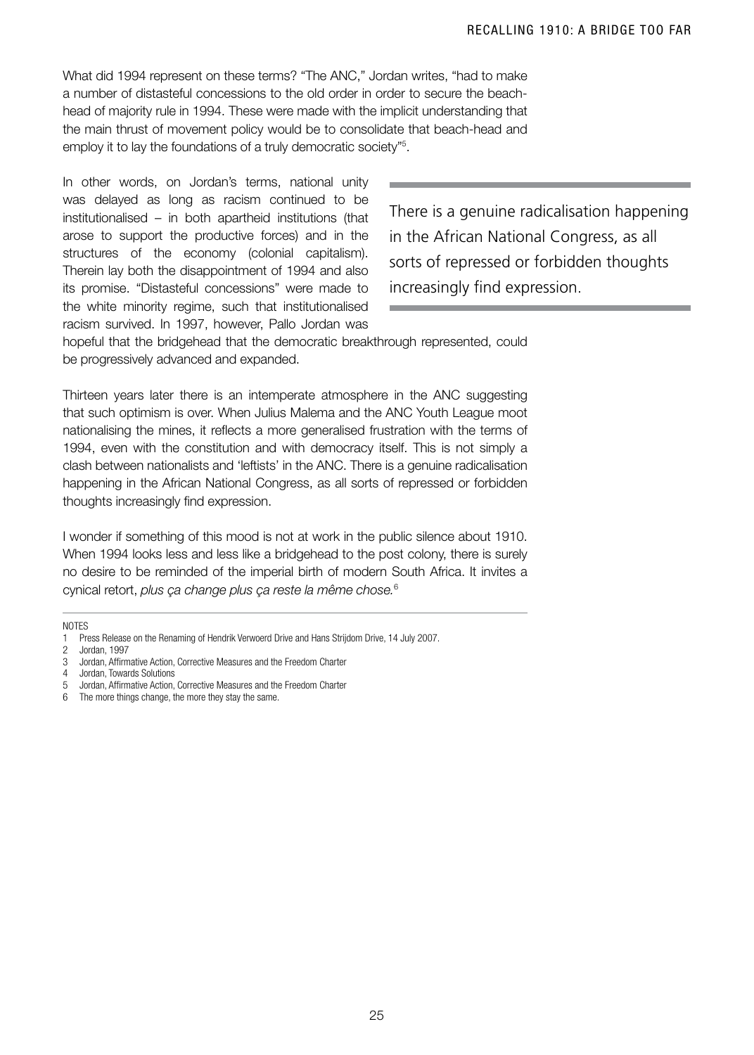What did 1994 represent on these terms? "The ANC," Jordan writes, "had to make a number of distasteful concessions to the old order in order to secure the beach-head of majority rule in 1994. These were made with the implicit understanding that the main thrust of movement policy would be to consolidate that beach-head and employ it to lay the foundations of a truly democratic society"[5].

In other words, on Jordan's terms, national unity was delayed as long as racism continued to be institutionalised – in both apartheid institutions (that arose to support the productive forces) and in the structures of the economy (colonial capitalism). Therein lay both the disappointment of 1994 and also its promise. "Distasteful concessions" were made to the white minority regime, such that institutionalised racism survived. In 1997, however, Pallo Jordan was hopeful that the bridgehead that the democratic breakthrough represented, could be progressively advanced and expanded.

> There is a genuine radicalisation happening in the African National Congress, as all sorts of repressed or forbidden thoughts increasingly find expression.

Thirteen years later there is an intemperate atmosphere in the ANC suggesting that such optimism is over. When Julius Malema and the ANC Youth League moot nationalising the mines, it reflects a more generalised frustration with the terms of 1994, even with the constitution and with democracy itself. This is not simply a clash between nationalists and 'leftists' in the ANC. There is a genuine radicalisation happening in the African National Congress, as all sorts of repressed or forbidden thoughts increasingly find expression.

I wonder if something of this mood is not at work in the public silence about 1910. When 1994 looks less and less like a bridgehead to the post colony, there is surely no desire to be reminded of the imperial birth of modern South Africa. It invites a cynical retort, *plus ça change plus ça reste la même chose.*[6]

---

NOTES

1. Press Release on the Renaming of Hendrik Verwoerd Drive and Hans Strijdom Drive, 14 July 2007.
2. Jordan, 1997
3. Jordan, Affirmative Action, Corrective Measures and the Freedom Charter
4. Jordan, Towards Solutions
5. Jordan, Affirmative Action, Corrective Measures and the Freedom Charter
6. The more things change, the more they stay the same.